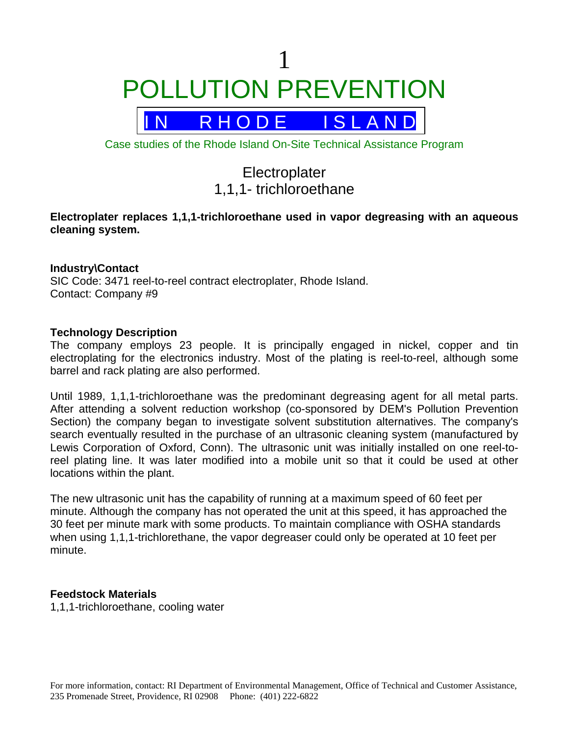# POLLUTION PREVENTION

## IN RHODE ISLAND

Case studies of the Rhode Island On-Site Technical Assistance Program

## Electroplater
## 1,1,1- trichloroethane

**Electroplater replaces 1,1,1-trichloroethane used in vapor degreasing with an aqueous cleaning system.**

**Industry\Contact**
SIC Code: 3471 reel-to-reel contract electroplater, Rhode Island.
Contact: Company #9

**Technology Description**
The company employs 23 people. It is principally engaged in nickel, copper and tin electroplating for the electronics industry. Most of the plating is reel-to-reel, although some barrel and rack plating are also performed.

Until 1989, 1,1,1-trichloroethane was the predominant degreasing agent for all metal parts. After attending a solvent reduction workshop (co-sponsored by DEM's Pollution Prevention Section) the company began to investigate solvent substitution alternatives. The company's search eventually resulted in the purchase of an ultrasonic cleaning system (manufactured by Lewis Corporation of Oxford, Conn). The ultrasonic unit was initially installed on one reel-to-reel plating line. It was later modified into a mobile unit so that it could be used at other locations within the plant.

The new ultrasonic unit has the capability of running at a maximum speed of 60 feet per minute. Although the company has not operated the unit at this speed, it has approached the 30 feet per minute mark with some products. To maintain compliance with OSHA standards when using 1,1,1-trichlorethane, the vapor degreaser could only be operated at 10 feet per minute.

**Feedstock Materials**
1,1,1-trichloroethane, cooling water

For more information, contact: RI Department of Environmental Management, Office of Technical and Customer Assistance, 235 Promenade Street, Providence, RI 02908 Phone: (401) 222-6822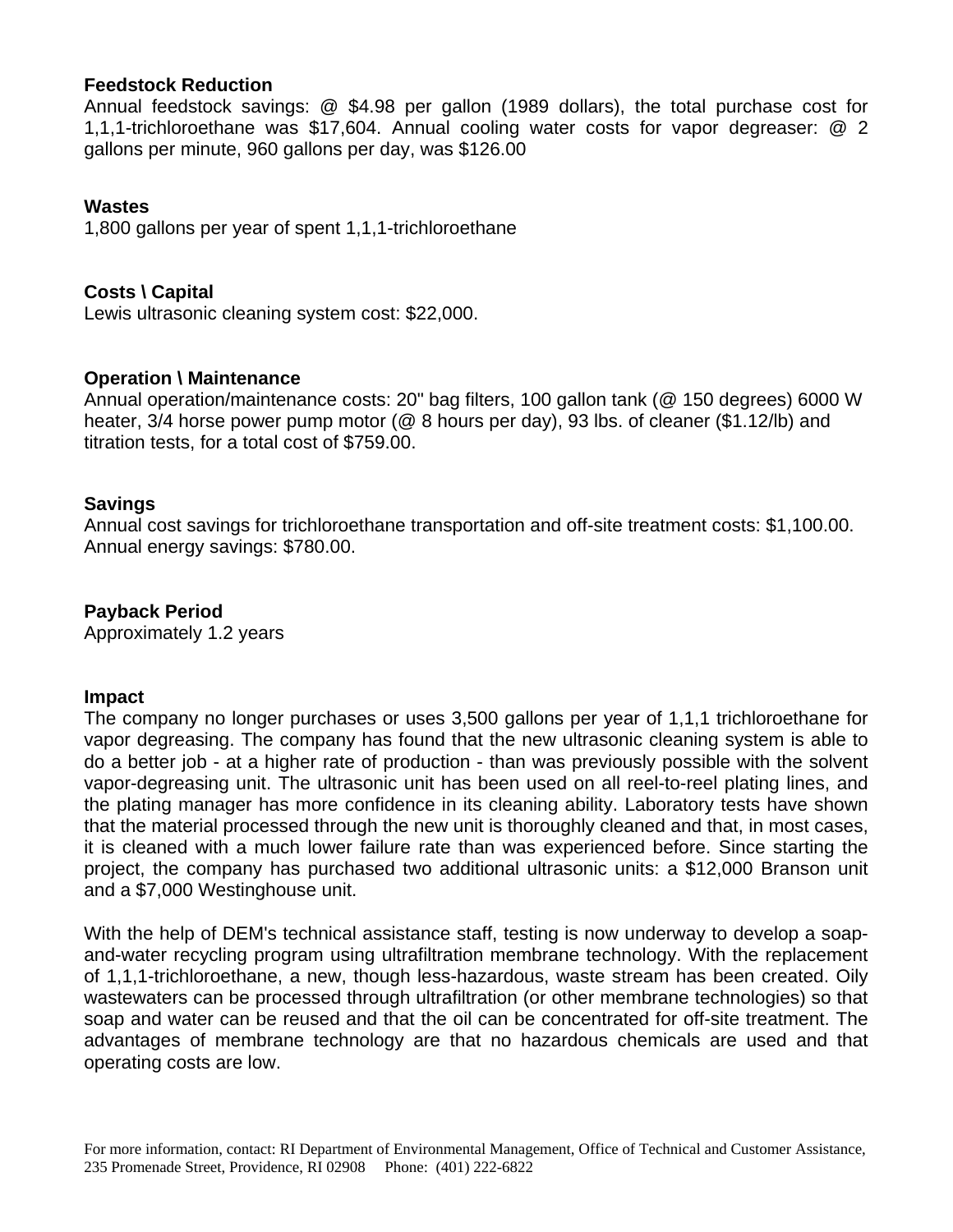**Feedstock Reduction**

Annual feedstock savings: @ $4.98 per gallon (1989 dollars), the total purchase cost for 1,1,1-trichloroethane was $17,604. Annual cooling water costs for vapor degreaser: @ 2 gallons per minute, 960 gallons per day, was $126.00

**Wastes**

1,800 gallons per year of spent 1,1,1-trichloroethane

**Costs \ Capital**

Lewis ultrasonic cleaning system cost: $22,000.

**Operation \ Maintenance**

Annual operation/maintenance costs: 20" bag filters, 100 gallon tank (@ 150 degrees) 6000 W heater, 3/4 horse power pump motor (@ 8 hours per day), 93 lbs. of cleaner ($1.12/lb) and titration tests, for a total cost of $759.00.

**Savings**

Annual cost savings for trichloroethane transportation and off-site treatment costs: $1,100.00. Annual energy savings: $780.00.

**Payback Period**

Approximately 1.2 years

**Impact**

The company no longer purchases or uses 3,500 gallons per year of 1,1,1 trichloroethane for vapor degreasing. The company has found that the new ultrasonic cleaning system is able to do a better job - at a higher rate of production - than was previously possible with the solvent vapor-degreasing unit. The ultrasonic unit has been used on all reel-to-reel plating lines, and the plating manager has more confidence in its cleaning ability. Laboratory tests have shown that the material processed through the new unit is thoroughly cleaned and that, in most cases, it is cleaned with a much lower failure rate than was experienced before. Since starting the project, the company has purchased two additional ultrasonic units: a $12,000 Branson unit and a $7,000 Westinghouse unit.

With the help of DEM's technical assistance staff, testing is now underway to develop a soap-and-water recycling program using ultrafiltration membrane technology. With the replacement of 1,1,1-trichloroethane, a new, though less-hazardous, waste stream has been created. Oily wastewaters can be processed through ultrafiltration (or other membrane technologies) so that soap and water can be reused and that the oil can be concentrated for off-site treatment. The advantages of membrane technology are that no hazardous chemicals are used and that operating costs are low.

For more information, contact: RI Department of Environmental Management, Office of Technical and Customer Assistance, 235 Promenade Street, Providence, RI 02908 Phone: (401) 222-6822